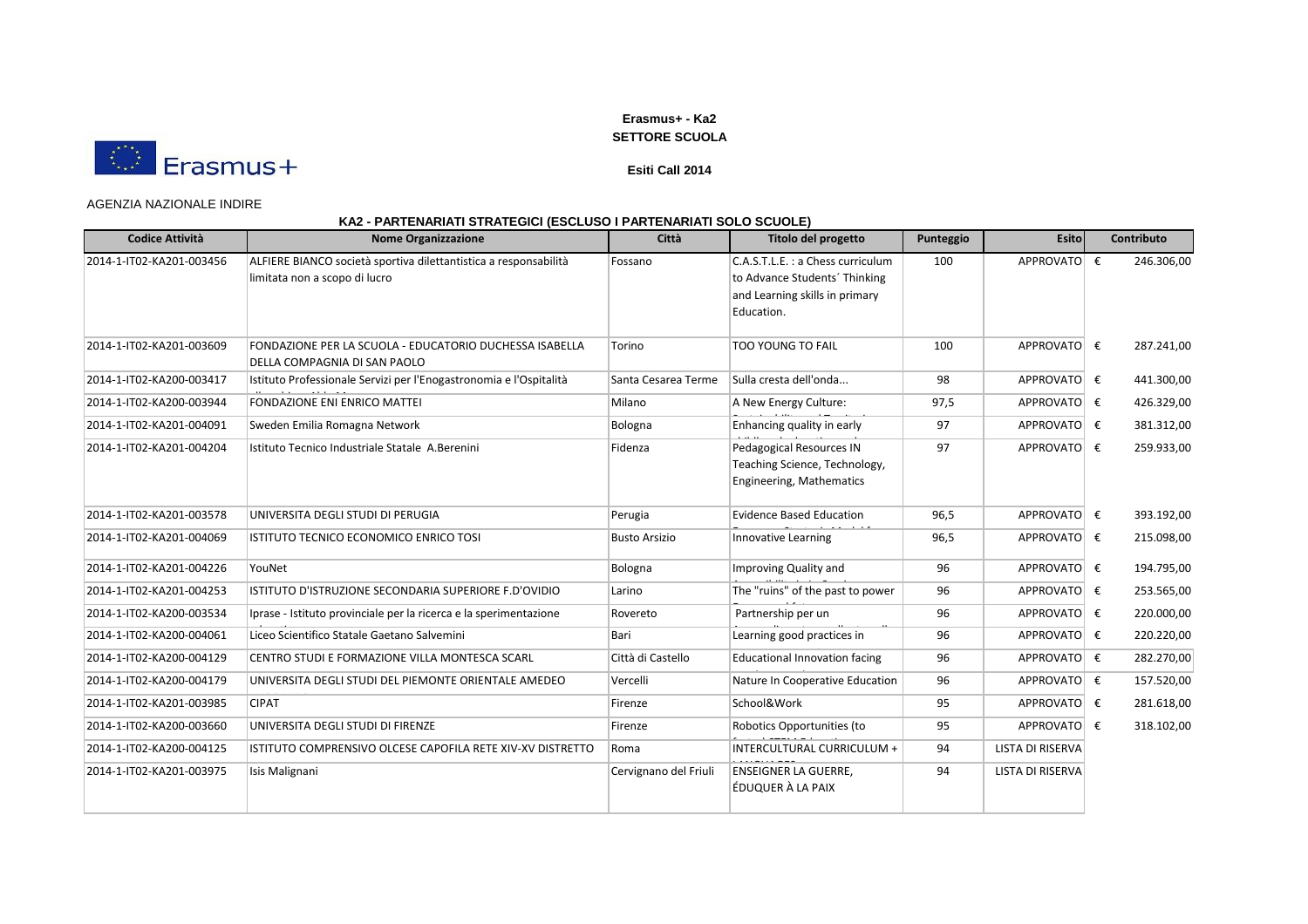**Erasmus+ - Ka2**
**SETTORE SCUOLA**

Erasmus+

**Esiti Call 2014**

AGENZIA NAZIONALE INDIRE

**KA2 - PARTENARIATI STRATEGICI (ESCLUSO I PARTENARIATI SOLO SCUOLE)**

| Codice Attività | Nome Organizzazione | Città | Titolo del progetto | Punteggio | Esito | Contributo |
|---|---|---|---|---|---|---|
| 2014-1-IT02-KA201-003456 | ALFIERE BIANCO società sportiva dilettantistica a responsabilità limitata non a scopo di lucro | Fossano | C.A.S.T.L.E. : a Chess curriculum to Advance Students´ Thinking and Learning skills in primary Education. | 100 | APPROVATO | € 246.306,00 |
| 2014-1-IT02-KA201-003609 | FONDAZIONE PER LA SCUOLA - EDUCATORIO DUCHESSA ISABELLA DELLA COMPAGNIA DI SAN PAOLO | Torino | TOO YOUNG TO FAIL | 100 | APPROVATO | € 287.241,00 |
| 2014-1-IT02-KA200-003417 | Istituto Professionale Servizi per l'Enogastronomia e l'Ospitalità | Santa Cesarea Terme | Sulla cresta dell'onda... | 98 | APPROVATO | € 441.300,00 |
| 2014-1-IT02-KA200-003944 | FONDAZIONE ENI ENRICO MATTEI | Milano | A New Energy Culture: | 97,5 | APPROVATO | € 426.329,00 |
| 2014-1-IT02-KA201-004091 | Sweden Emilia Romagna Network | Bologna | Enhancing quality in early | 97 | APPROVATO | € 381.312,00 |
| 2014-1-IT02-KA201-004204 | Istituto Tecnico Industriale Statale A.Berenini | Fidenza | Pedagogical Resources IN Teaching Science, Technology, Engineering, Mathematics | 97 | APPROVATO | € 259.933,00 |
| 2014-1-IT02-KA201-003578 | UNIVERSITA DEGLI STUDI DI PERUGIA | Perugia | Evidence Based Education | 96,5 | APPROVATO | € 393.192,00 |
| 2014-1-IT02-KA201-004069 | ISTITUTO TECNICO ECONOMICO ENRICO TOSI | Busto Arsizio | Innovative Learning | 96,5 | APPROVATO | € 215.098,00 |
| 2014-1-IT02-KA201-004226 | YouNet | Bologna | Improving Quality and | 96 | APPROVATO | € 194.795,00 |
| 2014-1-IT02-KA201-004253 | ISTITUTO D'ISTRUZIONE SECONDARIA SUPERIORE F.D'OVIDIO | Larino | The "ruins" of the past to power | 96 | APPROVATO | € 253.565,00 |
| 2014-1-IT02-KA200-003534 | Iprase - Istituto provinciale per la ricerca e la sperimentazione | Rovereto | Partnership per un | 96 | APPROVATO | € 220.000,00 |
| 2014-1-IT02-KA200-004061 | Liceo Scientifico Statale Gaetano Salvemini | Bari | Learning good practices in | 96 | APPROVATO | € 220.220,00 |
| 2014-1-IT02-KA200-004129 | CENTRO STUDI E FORMAZIONE VILLA MONTESCA SCARL | Città di Castello | Educational Innovation facing | 96 | APPROVATO | € 282.270,00 |
| 2014-1-IT02-KA200-004179 | UNIVERSITA DEGLI STUDI DEL PIEMONTE ORIENTALE AMEDEO | Vercelli | Nature In Cooperative Education | 96 | APPROVATO | € 157.520,00 |
| 2014-1-IT02-KA201-003985 | CIPAT | Firenze | School&Work | 95 | APPROVATO | € 281.618,00 |
| 2014-1-IT02-KA200-003660 | UNIVERSITA DEGLI STUDI DI FIRENZE | Firenze | Robotics Opportunities (to | 95 | APPROVATO | € 318.102,00 |
| 2014-1-IT02-KA200-004125 | ISTITUTO COMPRENSIVO OLCESE CAPOFILA RETE XIV-XV DISTRETTO | Roma | INTERCULTURAL CURRICULUM + | 94 | LISTA DI RISERVA | |
| 2014-1-IT02-KA201-003975 | Isis Malignani | Cervignano del Friuli | ENSEIGNER LA GUERRE, ÉDUQUER À LA PAIX | 94 | LISTA DI RISERVA | |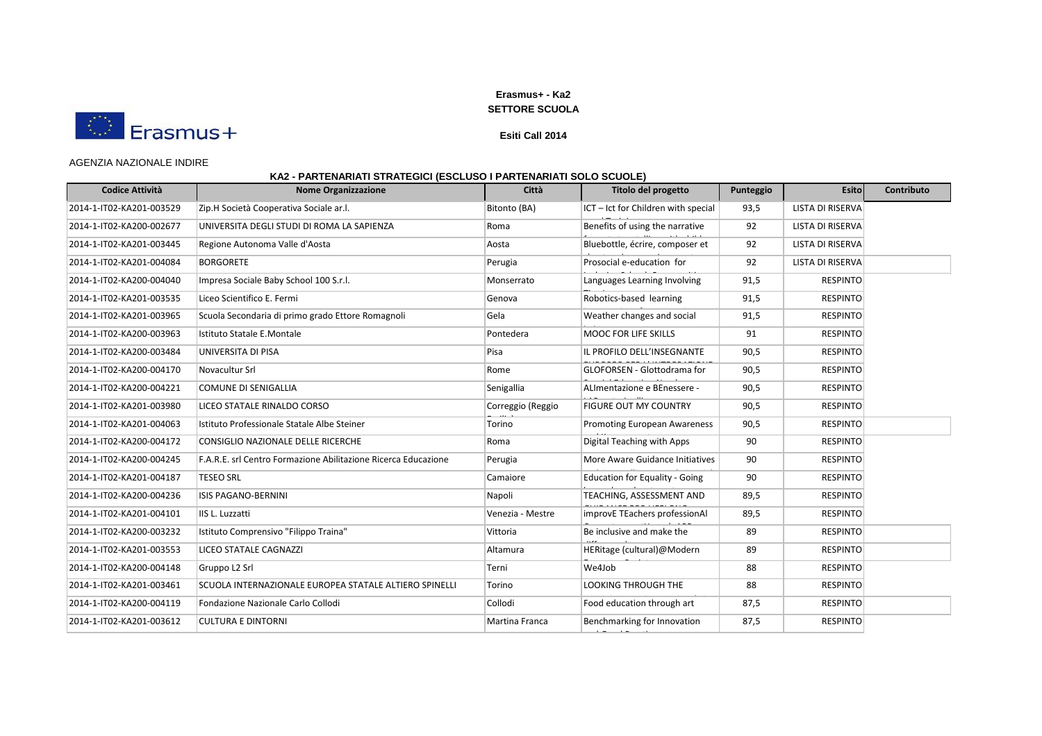**Erasmus+ - Ka2**
**SETTORE SCUOLA**

Erasmus+

**Esiti Call 2014**

AGENZIA NAZIONALE INDIRE

**KA2 - PARTENARIATI STRATEGICI (ESCLUSO I PARTENARIATI SOLO SCUOLE)**

| Codice Attività | Nome Organizzazione | Città | Titolo del progetto | Punteggio | Esito | Contributo |
|---|---|---|---|---|---|---|
| 2014-1-IT02-KA201-003529 | Zip.H Società Cooperativa Sociale ar.l. | Bitonto (BA) | ICT – Ict for Children with special | 93,5 | LISTA DI RISERVA | |
| 2014-1-IT02-KA200-002677 | UNIVERSITA DEGLI STUDI DI ROMA LA SAPIENZA | Roma | Benefits of using the narrative | 92 | LISTA DI RISERVA | |
| 2014-1-IT02-KA201-003445 | Regione Autonoma Valle d'Aosta | Aosta | Bluebottle, écrire, composer et | 92 | LISTA DI RISERVA | |
| 2014-1-IT02-KA201-004084 | BORGORETE | Perugia | Prosocial e-education for | 92 | LISTA DI RISERVA | |
| 2014-1-IT02-KA200-004040 | Impresa Sociale Baby School 100 S.r.l. | Monserrato | Languages Learning Involving | 91,5 | RESPINTO | |
| 2014-1-IT02-KA201-003535 | Liceo Scientifico E. Fermi | Genova | Robotics-based learning | 91,5 | RESPINTO | |
| 2014-1-IT02-KA201-003965 | Scuola Secondaria di primo grado Ettore Romagnoli | Gela | Weather changes and social | 91,5 | RESPINTO | |
| 2014-1-IT02-KA200-003963 | Istituto Statale E.Montale | Pontedera | MOOC FOR LIFE SKILLS | 91 | RESPINTO | |
| 2014-1-IT02-KA200-003484 | UNIVERSITA DI PISA | Pisa | IL PROFILO DELL'INSEGNANTE | 90,5 | RESPINTO | |
| 2014-1-IT02-KA200-004170 | Novacultur Srl | Rome | GLOFORSEN - Glottodrama for | 90,5 | RESPINTO | |
| 2014-1-IT02-KA200-004221 | COMUNE DI SENIGALLIA | Senigallia | ALImentazione e BEnessere - | 90,5 | RESPINTO | |
| 2014-1-IT02-KA201-003980 | LICEO STATALE RINALDO CORSO | Correggio (Reggio | FIGURE OUT MY COUNTRY | 90,5 | RESPINTO | |
| 2014-1-IT02-KA201-004063 | Istituto Professionale Statale Albe Steiner | Torino | Promoting European Awareness | 90,5 | RESPINTO | |
| 2014-1-IT02-KA200-004172 | CONSIGLIO NAZIONALE DELLE RICERCHE | Roma | Digital Teaching with Apps | 90 | RESPINTO | |
| 2014-1-IT02-KA200-004245 | F.A.R.E. srl Centro Formazione Abilitazione Ricerca Educazione | Perugia | More Aware Guidance Initiatives | 90 | RESPINTO | |
| 2014-1-IT02-KA201-004187 | TESEO SRL | Camaiore | Education for Equality - Going | 90 | RESPINTO | |
| 2014-1-IT02-KA200-004236 | ISIS PAGANO-BERNINI | Napoli | TEACHING, ASSESSMENT AND | 89,5 | RESPINTO | |
| 2014-1-IT02-KA201-004101 | IIS L. Luzzatti | Venezia - Mestre | improvE TEachers professionAl | 89,5 | RESPINTO | |
| 2014-1-IT02-KA200-003232 | Istituto Comprensivo "Filippo Traina" | Vittoria | Be inclusive and make the | 89 | RESPINTO | |
| 2014-1-IT02-KA201-003553 | LICEO STATALE CAGNAZZI | Altamura | HERitage (cultural)@Modern | 89 | RESPINTO | |
| 2014-1-IT02-KA200-004148 | Gruppo L2 Srl | Terni | We4Job | 88 | RESPINTO | |
| 2014-1-IT02-KA201-003461 | SCUOLA INTERNAZIONALE EUROPEA STATALE ALTIERO SPINELLI | Torino | LOOKING THROUGH THE | 88 | RESPINTO | |
| 2014-1-IT02-KA200-004119 | Fondazione Nazionale Carlo Collodi | Collodi | Food education through art | 87,5 | RESPINTO | |
| 2014-1-IT02-KA201-003612 | CULTURA E DINTORNI | Martina Franca | Benchmarking for Innovation | 87,5 | RESPINTO | |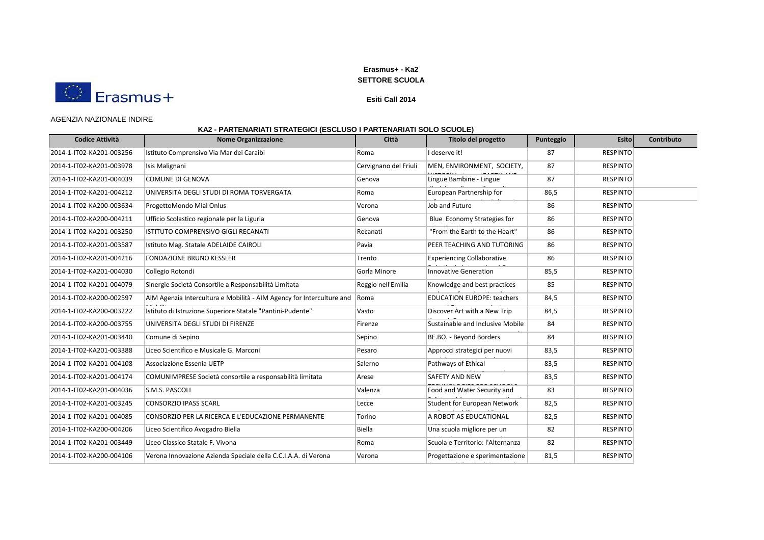**Erasmus+ - Ka2**
**SETTORE SCUOLA**

**Esiti Call 2014**

AGENZIA NAZIONALE INDIRE

**KA2 - PARTENARIATI STRATEGICI (ESCLUSO I PARTENARIATI SOLO SCUOLE)**

| Codice Attività | Nome Organizzazione | Città | Titolo del progetto | Punteggio | Esito | Contributo |
|---|---|---|---|---|---|---|
| 2014-1-IT02-KA201-003256 | Istituto Comprensivo Via Mar dei Caraibi | Roma | I deserve it! | 87 | RESPINTO | |
| 2014-1-IT02-KA201-003978 | Isis Malignani | Cervignano del Friuli | MEN, ENVIRONMENT, SOCIETY, | 87 | RESPINTO | |
| 2014-1-IT02-KA201-004039 | COMUNE DI GENOVA | Genova | Lingue Bambine - Lingue | 87 | RESPINTO | |
| 2014-1-IT02-KA201-004212 | UNIVERSITA DEGLI STUDI DI ROMA TORVERGATA | Roma | European Partnership for | 86,5 | RESPINTO | |
| 2014-1-IT02-KA200-003634 | ProgettoMondo Mlal Onlus | Verona | Job and Future | 86 | RESPINTO | |
| 2014-1-IT02-KA200-004211 | Ufficio Scolastico regionale per la Liguria | Genova | Blue Economy Strategies for | 86 | RESPINTO | |
| 2014-1-IT02-KA201-003250 | ISTITUTO COMPRENSIVO GIGLI RECANATI | Recanati | "From the Earth to the Heart" | 86 | RESPINTO | |
| 2014-1-IT02-KA201-003587 | Istituto Mag. Statale ADELAIDE CAIROLI | Pavia | PEER TEACHING AND TUTORING | 86 | RESPINTO | |
| 2014-1-IT02-KA201-004216 | FONDAZIONE BRUNO KESSLER | Trento | Experiencing Collaborative | 86 | RESPINTO | |
| 2014-1-IT02-KA201-004030 | Collegio Rotondi | Gorla Minore | Innovative Generation | 85,5 | RESPINTO | |
| 2014-1-IT02-KA201-004079 | Sinergie Società Consortile a Responsabilità Limitata | Reggio nell'Emilia | Knowledge and best practices | 85 | RESPINTO | |
| 2014-1-IT02-KA200-002597 | AIM Agenzia Intercultura e Mobilità - AIM Agency for Interculture and | Roma | EDUCATION EUROPE: teachers | 84,5 | RESPINTO | |
| 2014-1-IT02-KA200-003222 | Istituto di Istruzione Superiore Statale "Pantini-Pudente" | Vasto | Discover Art with a New Trip | 84,5 | RESPINTO | |
| 2014-1-IT02-KA200-003755 | UNIVERSITA DEGLI STUDI DI FIRENZE | Firenze | Sustainable and Inclusive Mobile | 84 | RESPINTO | |
| 2014-1-IT02-KA201-003440 | Comune di Sepino | Sepino | BE.BO. - Beyond Borders | 84 | RESPINTO | |
| 2014-1-IT02-KA201-003388 | Liceo Scientifico e Musicale G. Marconi | Pesaro | Approcci strategici per nuovi | 83,5 | RESPINTO | |
| 2014-1-IT02-KA201-004108 | Associazione Essenia UETP | Salerno | Pathways of Ethical | 83,5 | RESPINTO | |
| 2014-1-IT02-KA201-004174 | COMUNIMPRESE Società consortile a responsabilità limitata | Arese | SAFETY AND NEW | 83,5 | RESPINTO | |
| 2014-1-IT02-KA201-004036 | S.M.S. PASCOLI | Valenza | Food and Water Security and | 83 | RESPINTO | |
| 2014-1-IT02-KA201-003245 | CONSORZIO IPASS SCARL | Lecce | Student for European Network | 82,5 | RESPINTO | |
| 2014-1-IT02-KA201-004085 | CONSORZIO PER LA RICERCA E L'EDUCAZIONE PERMANENTE | Torino | A ROBOT AS EDUCATIONAL | 82,5 | RESPINTO | |
| 2014-1-IT02-KA200-004206 | Liceo Scientifico Avogadro Biella | Biella | Una scuola migliore per un | 82 | RESPINTO | |
| 2014-1-IT02-KA201-003449 | Liceo Classico Statale F. Vivona | Roma | Scuola e Territorio: l'Alternanza | 82 | RESPINTO | |
| 2014-1-IT02-KA200-004106 | Verona Innovazione Azienda Speciale della C.C.I.A.A. di Verona | Verona | Progettazione e sperimentazione | 81,5 | RESPINTO | |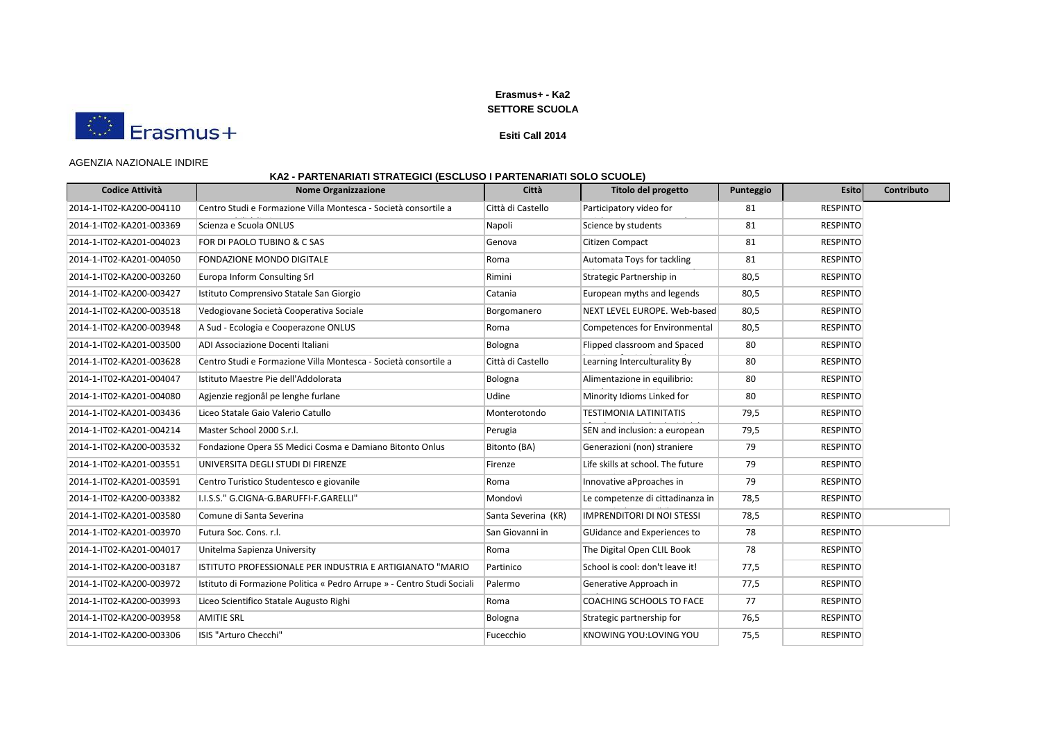**Erasmus+ - Ka2**
**SETTORE SCUOLA**

**Esiti Call 2014**

AGENZIA NAZIONALE INDIRE

**KA2 - PARTENARIATI STRATEGICI (ESCLUSO I PARTENARIATI SOLO SCUOLE)**

| Codice Attività | Nome Organizzazione | Città | Titolo del progetto | Punteggio | Esito | Contributo |
|---|---|---|---|---|---|---|
| 2014-1-IT02-KA200-004110 | Centro Studi e Formazione Villa Montesca - Società consortile a | Città di Castello | Participatory video for | 81 | RESPINTO | |
| 2014-1-IT02-KA201-003369 | Scienza e Scuola ONLUS | Napoli | Science by students | 81 | RESPINTO | |
| 2014-1-IT02-KA201-004023 | FOR DI PAOLO TUBINO & C SAS | Genova | Citizen Compact | 81 | RESPINTO | |
| 2014-1-IT02-KA201-004050 | FONDAZIONE MONDO DIGITALE | Roma | Automata Toys for tackling | 81 | RESPINTO | |
| 2014-1-IT02-KA200-003260 | Europa Inform Consulting Srl | Rimini | Strategic Partnership in | 80,5 | RESPINTO | |
| 2014-1-IT02-KA200-003427 | Istituto Comprensivo Statale San Giorgio | Catania | European myths and legends | 80,5 | RESPINTO | |
| 2014-1-IT02-KA200-003518 | Vedogiovane Società Cooperativa Sociale | Borgomanero | NEXT LEVEL EUROPE. Web-based | 80,5 | RESPINTO | |
| 2014-1-IT02-KA200-003948 | A Sud - Ecologia e Cooperazone ONLUS | Roma | Competences for Environmental | 80,5 | RESPINTO | |
| 2014-1-IT02-KA201-003500 | ADI Associazione Docenti Italiani | Bologna | Flipped classroom and Spaced | 80 | RESPINTO | |
| 2014-1-IT02-KA201-003628 | Centro Studi e Formazione Villa Montesca - Società consortile a | Città di Castello | Learning Interculturality By | 80 | RESPINTO | |
| 2014-1-IT02-KA201-004047 | Istituto Maestre Pie dell'Addolorata | Bologna | Alimentazione in equilibrio: | 80 | RESPINTO | |
| 2014-1-IT02-KA201-004080 | Agjenzie regjonâl pe lenghe furlane | Udine | Minority Idioms Linked for | 80 | RESPINTO | |
| 2014-1-IT02-KA201-003436 | Liceo Statale Gaio Valerio Catullo | Monterotondo | TESTIMONIA LATINITATIS | 79,5 | RESPINTO | |
| 2014-1-IT02-KA201-004214 | Master School 2000 S.r.l. | Perugia | SEN and inclusion: a european | 79,5 | RESPINTO | |
| 2014-1-IT02-KA200-003532 | Fondazione Opera SS Medici Cosma e Damiano Bitonto Onlus | Bitonto (BA) | Generazioni (non) straniere | 79 | RESPINTO | |
| 2014-1-IT02-KA201-003551 | UNIVERSITA DEGLI STUDI DI FIRENZE | Firenze | Life skills at school. The future | 79 | RESPINTO | |
| 2014-1-IT02-KA201-003591 | Centro Turistico Studentesco e giovanile | Roma | Innovative aPproaches in | 79 | RESPINTO | |
| 2014-1-IT02-KA200-003382 | I.I.S.S." G.CIGNA-G.BARUFFI-F.GARELLI" | Mondovì | Le competenze di cittadinanza in | 78,5 | RESPINTO | |
| 2014-1-IT02-KA201-003580 | Comune di Santa Severina | Santa Severina (KR) | IMPRENDITORI DI NOI STESSI | 78,5 | RESPINTO | |
| 2014-1-IT02-KA201-003970 | Futura Soc. Cons. r.l. | San Giovanni in | GUidance and Experiences to | 78 | RESPINTO | |
| 2014-1-IT02-KA201-004017 | Unitelma Sapienza University | Roma | The Digital Open CLIL Book | 78 | RESPINTO | |
| 2014-1-IT02-KA200-003187 | ISTITUTO PROFESSIONALE PER INDUSTRIA E ARTIGIANATO "MARIO | Partinico | School is cool: don't leave it! | 77,5 | RESPINTO | |
| 2014-1-IT02-KA200-003972 | Istituto di Formazione Politica « Pedro Arrupe » - Centro Studi Sociali | Palermo | Generative Approach in | 77,5 | RESPINTO | |
| 2014-1-IT02-KA200-003993 | Liceo Scientifico Statale Augusto Righi | Roma | COACHING SCHOOLS TO FACE | 77 | RESPINTO | |
| 2014-1-IT02-KA200-003958 | AMITIE SRL | Bologna | Strategic partnership for | 76,5 | RESPINTO | |
| 2014-1-IT02-KA200-003306 | ISIS "Arturo Checchi" | Fucecchio | KNOWING YOU:LOVING YOU | 75,5 | RESPINTO | |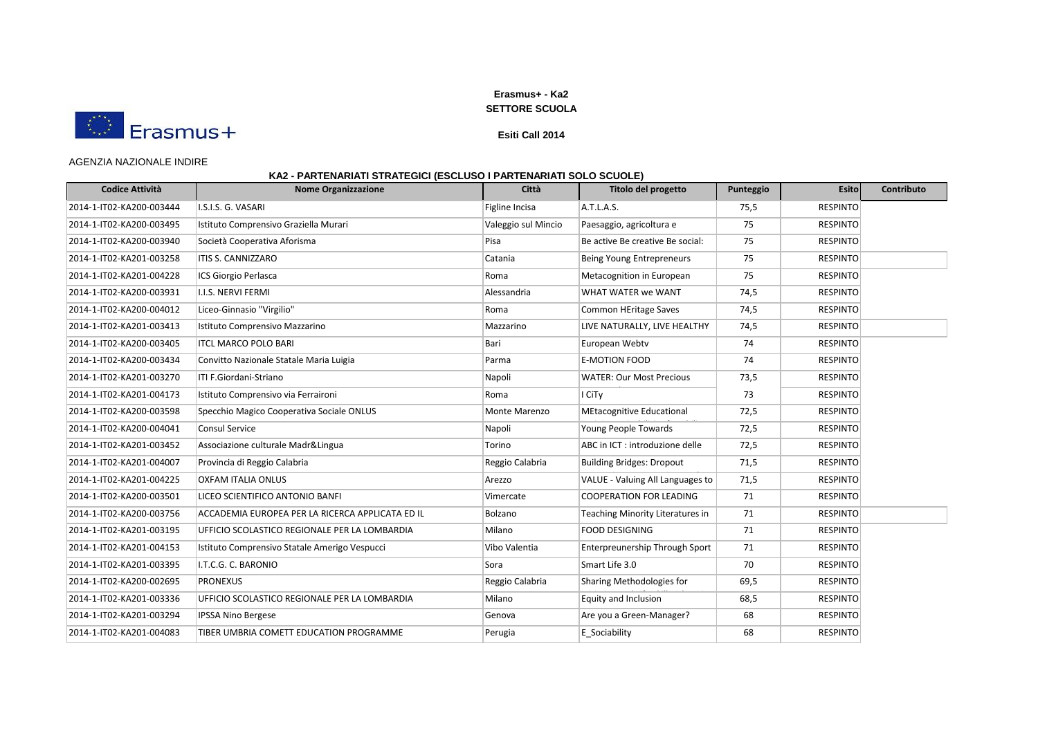**Erasmus+ - Ka2**
**SETTORE SCUOLA**

**Esiti Call 2014**

AGENZIA NAZIONALE INDIRE

**KA2 - PARTENARIATI STRATEGICI (ESCLUSO I PARTENARIATI SOLO SCUOLE)**

| Codice Attività | Nome Organizzazione | Città | Titolo del progetto | Punteggio | Esito | Contributo |
|---|---|---|---|---|---|---|
| 2014-1-IT02-KA200-003444 | I.S.I.S. G. VASARI | Figline Incisa | A.T.L.A.S. | 75,5 | RESPINTO | |
| 2014-1-IT02-KA200-003495 | Istituto Comprensivo Graziella Murari | Valeggio sul Mincio | Paesaggio, agricoltura e | 75 | RESPINTO | |
| 2014-1-IT02-KA200-003940 | Società Cooperativa Aforisma | Pisa | Be active Be creative Be social: | 75 | RESPINTO | |
| 2014-1-IT02-KA201-003258 | ITIS S. CANNIZZARO | Catania | Being Young Entrepreneurs | 75 | RESPINTO | |
| 2014-1-IT02-KA201-004228 | ICS Giorgio Perlasca | Roma | Metacognition in European | 75 | RESPINTO | |
| 2014-1-IT02-KA200-003931 | I.I.S. NERVI FERMI | Alessandria | WHAT WATER we WANT | 74,5 | RESPINTO | |
| 2014-1-IT02-KA200-004012 | Liceo-Ginnasio "Virgilio" | Roma | Common HEritage Saves | 74,5 | RESPINTO | |
| 2014-1-IT02-KA201-003413 | Istituto Comprensivo Mazzarino | Mazzarino | LIVE NATURALLY, LIVE HEALTHY | 74,5 | RESPINTO | |
| 2014-1-IT02-KA200-003405 | ITCL MARCO POLO BARI | Bari | European Webtv | 74 | RESPINTO | |
| 2014-1-IT02-KA200-003434 | Convitto Nazionale Statale Maria Luigia | Parma | E-MOTION FOOD | 74 | RESPINTO | |
| 2014-1-IT02-KA201-003270 | ITI F.Giordani-Striano | Napoli | WATER: Our Most Precious | 73,5 | RESPINTO | |
| 2014-1-IT02-KA201-004173 | Istituto Comprensivo via Ferraironi | Roma | I CiTy | 73 | RESPINTO | |
| 2014-1-IT02-KA200-003598 | Specchio Magico Cooperativa Sociale ONLUS | Monte Marenzo | MEtacognitive Educational | 72,5 | RESPINTO | |
| 2014-1-IT02-KA200-004041 | Consul Service | Napoli | Young People Towards | 72,5 | RESPINTO | |
| 2014-1-IT02-KA201-003452 | Associazione culturale Madr&Lingua | Torino | ABC in ICT : introduzione delle | 72,5 | RESPINTO | |
| 2014-1-IT02-KA201-004007 | Provincia di Reggio Calabria | Reggio Calabria | Building Bridges: Dropout | 71,5 | RESPINTO | |
| 2014-1-IT02-KA201-004225 | OXFAM ITALIA ONLUS | Arezzo | VALUE - Valuing All Languages to | 71,5 | RESPINTO | |
| 2014-1-IT02-KA200-003501 | LICEO SCIENTIFICO ANTONIO BANFI | Vimercate | COOPERATION FOR LEADING | 71 | RESPINTO | |
| 2014-1-IT02-KA200-003756 | ACCADEMIA EUROPEA PER LA RICERCA APPLICATA ED IL | Bolzano | Teaching Minority Literatures in | 71 | RESPINTO | |
| 2014-1-IT02-KA201-003195 | UFFICIO SCOLASTICO REGIONALE PER LA LOMBARDIA | Milano | FOOD DESIGNING | 71 | RESPINTO | |
| 2014-1-IT02-KA201-004153 | Istituto Comprensivo Statale Amerigo Vespucci | Vibo Valentia | Enterpreunership Through Sport | 71 | RESPINTO | |
| 2014-1-IT02-KA201-003395 | I.T.C.G. C. BARONIO | Sora | Smart Life 3.0 | 70 | RESPINTO | |
| 2014-1-IT02-KA200-002695 | PRONEXUS | Reggio Calabria | Sharing Methodologies for | 69,5 | RESPINTO | |
| 2014-1-IT02-KA201-003336 | UFFICIO SCOLASTICO REGIONALE PER LA LOMBARDIA | Milano | Equity and Inclusion | 68,5 | RESPINTO | |
| 2014-1-IT02-KA201-003294 | IPSSA Nino Bergese | Genova | Are you a Green-Manager? | 68 | RESPINTO | |
| 2014-1-IT02-KA201-004083 | TIBER UMBRIA COMETT EDUCATION PROGRAMME | Perugia | E_Sociability | 68 | RESPINTO | |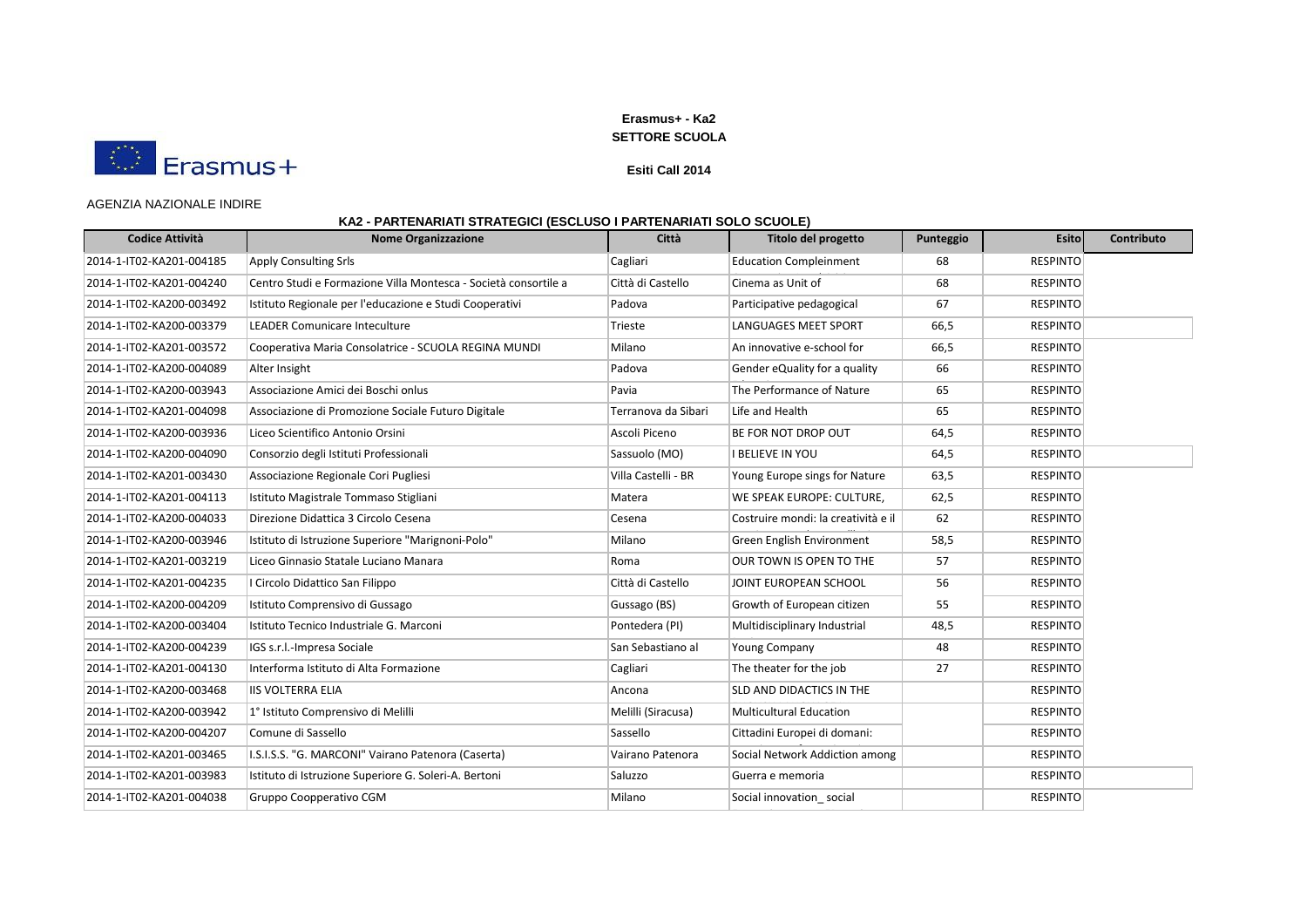**Erasmus+ - Ka2**
**SETTORE SCUOLA**

**Esiti Call 2014**

AGENZIA NAZIONALE INDIRE

**KA2 - PARTENARIATI STRATEGICI (ESCLUSO I PARTENARIATI SOLO SCUOLE)**

| Codice Attività | Nome Organizzazione | Città | Titolo del progetto | Punteggio | Esito | Contributo |
|---|---|---|---|---|---|---|
| 2014-1-IT02-KA201-004185 | Apply Consulting Srls | Cagliari | Education Compleinment | 68 | RESPINTO | |
| 2014-1-IT02-KA201-004240 | Centro Studi e Formazione Villa Montesca - Società consortile a | Città di Castello | Cinema as Unit of | 68 | RESPINTO | |
| 2014-1-IT02-KA200-003492 | Istituto Regionale per l'educazione e Studi Cooperativi | Padova | Participative pedagogical | 67 | RESPINTO | |
| 2014-1-IT02-KA200-003379 | LEADER Comunicare Inteculture | Trieste | LANGUAGES MEET SPORT | 66,5 | RESPINTO | |
| 2014-1-IT02-KA201-003572 | Cooperativa Maria Consolatrice - SCUOLA REGINA MUNDI | Milano | An innovative e-school for | 66,5 | RESPINTO | |
| 2014-1-IT02-KA200-004089 | Alter Insight | Padova | Gender eQuality for a quality | 66 | RESPINTO | |
| 2014-1-IT02-KA200-003943 | Associazione Amici dei Boschi onlus | Pavia | The Performance of Nature | 65 | RESPINTO | |
| 2014-1-IT02-KA201-004098 | Associazione di Promozione Sociale Futuro Digitale | Terranova da Sibari | Life and Health | 65 | RESPINTO | |
| 2014-1-IT02-KA200-003936 | Liceo Scientifico Antonio Orsini | Ascoli Piceno | BE FOR NOT DROP OUT | 64,5 | RESPINTO | |
| 2014-1-IT02-KA200-004090 | Consorzio degli Istituti Professionali | Sassuolo (MO) | I BELIEVE IN YOU | 64,5 | RESPINTO | |
| 2014-1-IT02-KA201-003430 | Associazione Regionale Cori Pugliesi | Villa Castelli - BR | Young Europe sings for Nature | 63,5 | RESPINTO | |
| 2014-1-IT02-KA201-004113 | Istituto Magistrale Tommaso Stigliani | Matera | WE SPEAK EUROPE: CULTURE, | 62,5 | RESPINTO | |
| 2014-1-IT02-KA200-004033 | Direzione Didattica 3 Circolo Cesena | Cesena | Costruire mondi: la creatività e il | 62 | RESPINTO | |
| 2014-1-IT02-KA200-003946 | Istituto di Istruzione Superiore "Marignoni-Polo" | Milano | Green English Environment | 58,5 | RESPINTO | |
| 2014-1-IT02-KA201-003219 | Liceo Ginnasio Statale Luciano Manara | Roma | OUR TOWN IS OPEN TO THE | 57 | RESPINTO | |
| 2014-1-IT02-KA201-004235 | I Circolo Didattico San Filippo | Città di Castello | JOINT EUROPEAN SCHOOL | 56 | RESPINTO | |
| 2014-1-IT02-KA200-004209 | Istituto Comprensivo di Gussago | Gussago (BS) | Growth of European citizen | 55 | RESPINTO | |
| 2014-1-IT02-KA200-003404 | Istituto Tecnico Industriale G. Marconi | Pontedera (PI) | Multidisciplinary Industrial | 48,5 | RESPINTO | |
| 2014-1-IT02-KA200-004239 | IGS s.r.l.-Impresa Sociale | San Sebastiano al | Young Company | 48 | RESPINTO | |
| 2014-1-IT02-KA201-004130 | Interforma Istituto di Alta Formazione | Cagliari | The theater for the job | 27 | RESPINTO | |
| 2014-1-IT02-KA200-003468 | IIS VOLTERRA ELIA | Ancona | SLD AND DIDACTICS IN THE | | RESPINTO | |
| 2014-1-IT02-KA200-003942 | 1° Istituto Comprensivo di Melilli | Melilli (Siracusa) | Multicultural Education | | RESPINTO | |
| 2014-1-IT02-KA200-004207 | Comune di Sassello | Sassello | Cittadini Europei di domani: | | RESPINTO | |
| 2014-1-IT02-KA201-003465 | I.S.I.S.S. "G. MARCONI" Vairano Patenora (Caserta) | Vairano Patenora | Social Network Addiction among | | RESPINTO | |
| 2014-1-IT02-KA201-003983 | Istituto di Istruzione Superiore G. Soleri-A. Bertoni | Saluzzo | Guerra e memoria | | RESPINTO | |
| 2014-1-IT02-KA201-004038 | Gruppo Coopperativo CGM | Milano | Social innovation_ social | | RESPINTO | |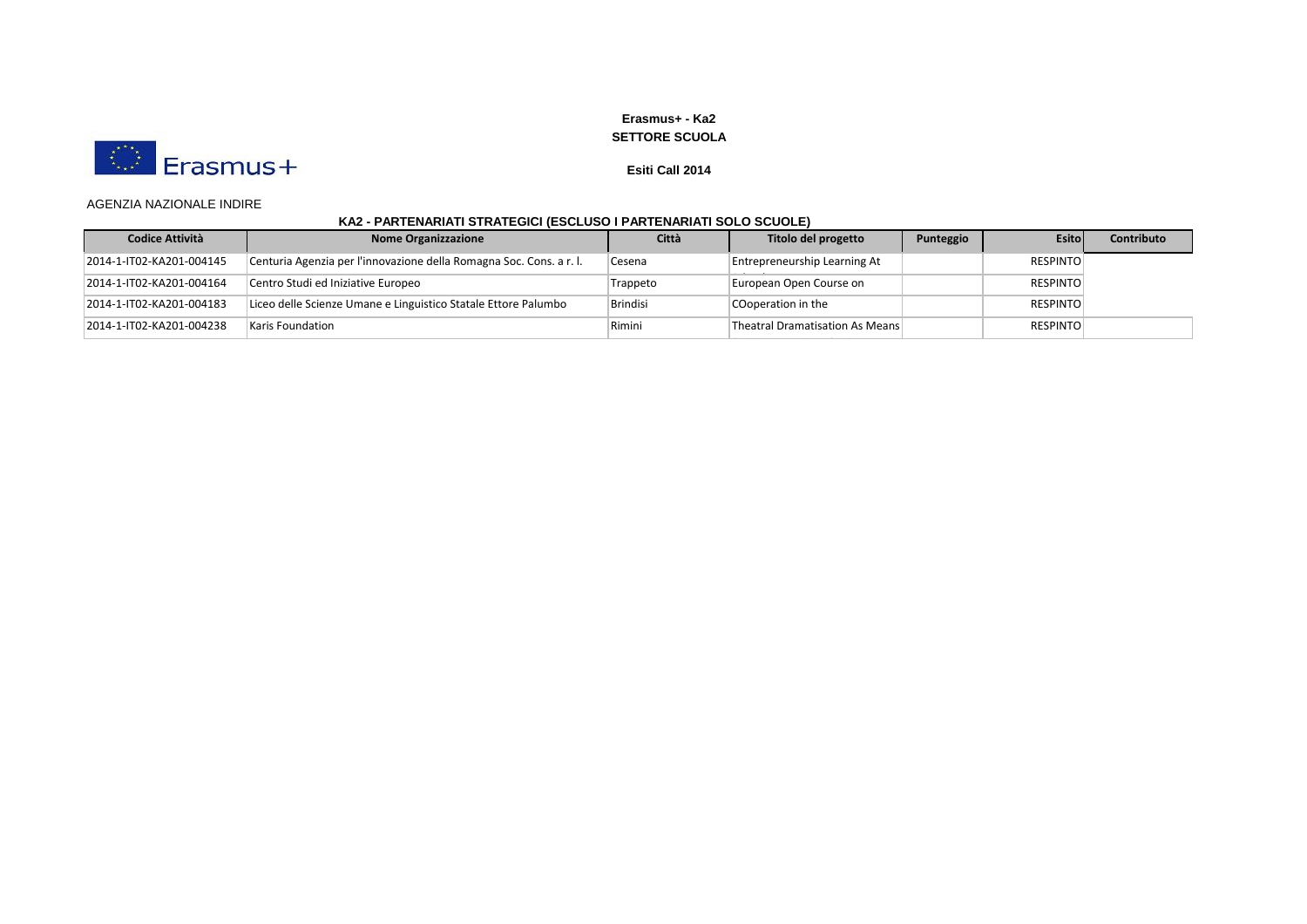**Erasmus+ - Ka2**
**SETTORE SCUOLA**

**Esiti Call 2014**

AGENZIA NAZIONALE INDIRE

**KA2 - PARTENARIATI STRATEGICI (ESCLUSO I PARTENARIATI SOLO SCUOLE)**

| Codice Attività | Nome Organizzazione | Città | Titolo del progetto | Punteggio | Esito | Contributo |
|---|---|---|---|---|---|---|
| 2014-1-IT02-KA201-004145 | Centuria Agenzia per l'innovazione della Romagna Soc. Cons. a r. l. | Cesena | Entrepreneurship Learning At | | RESPINTO | |
| 2014-1-IT02-KA201-004164 | Centro Studi ed Iniziative Europeo | Trappeto | European Open Course on | | RESPINTO | |
| 2014-1-IT02-KA201-004183 | Liceo delle Scienze Umane e Linguistico Statale Ettore Palumbo | Brindisi | COoperation in the | | RESPINTO | |
| 2014-1-IT02-KA201-004238 | Karis Foundation | Rimini | Theatral Dramatisation As Means | | RESPINTO | |